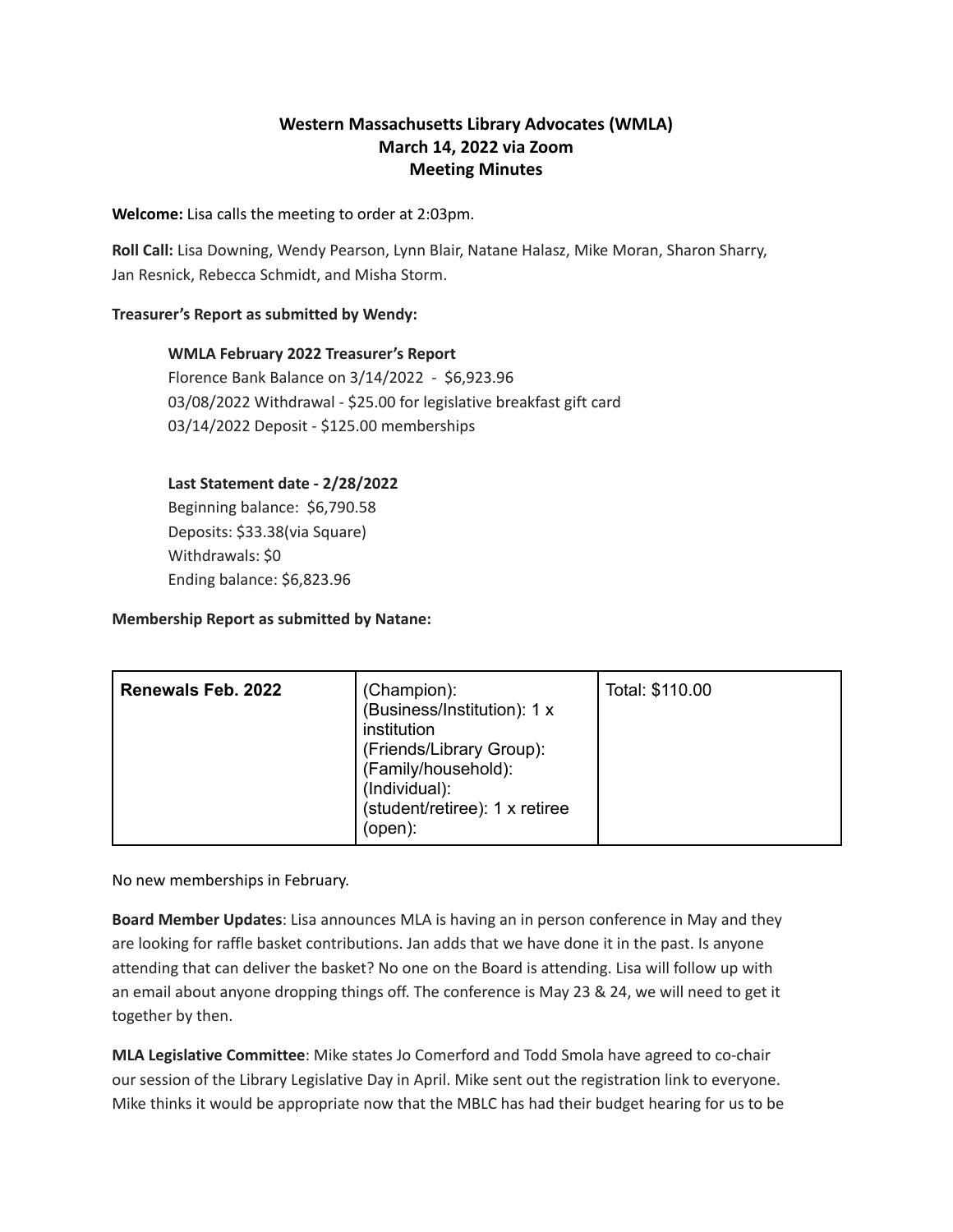# Western Massachusetts Library Advocates (WMLA)
## March 14, 2022 via Zoom
## Meeting Minutes

**Welcome:** Lisa calls the meeting to order at 2:03pm.

**Roll Call:** Lisa Downing, Wendy Pearson, Lynn Blair, Natane Halasz, Mike Moran, Sharon Sharry, Jan Resnick, Rebecca Schmidt, and Misha Storm.

**Treasurer's Report as submitted by Wendy:**

> **WMLA February 2022 Treasurer's Report**
> Florence Bank Balance on 3/14/2022 - $6,923.96
> 03/08/2022 Withdrawal - $25.00 for legislative breakfast gift card
> 03/14/2022 Deposit - $125.00 memberships
>
> **Last Statement date - 2/28/2022**
> Beginning balance: $6,790.58
> Deposits: $33.38(via Square)
> Withdrawals: $0
> Ending balance: $6,823.96

**Membership Report as submitted by Natane:**

| Renewals Feb. 2022 | (Champion):<br>(Business/Institution): 1 x institution<br>(Friends/Library Group):<br>(Family/household):<br>(Individual):<br>(student/retiree): 1 x retiree<br>(open): | Total: $110.00 |
|---|---|---|

No new memberships in February.

**Board Member Updates**: Lisa announces MLA is having an in person conference in May and they are looking for raffle basket contributions. Jan adds that we have done it in the past. Is anyone attending that can deliver the basket? No one on the Board is attending. Lisa will follow up with an email about anyone dropping things off. The conference is May 23 & 24, we will need to get it together by then.

**MLA Legislative Committee**: Mike states Jo Comerford and Todd Smola have agreed to co-chair our session of the Library Legislative Day in April. Mike sent out the registration link to everyone. Mike thinks it would be appropriate now that the MBLC has had their budget hearing for us to be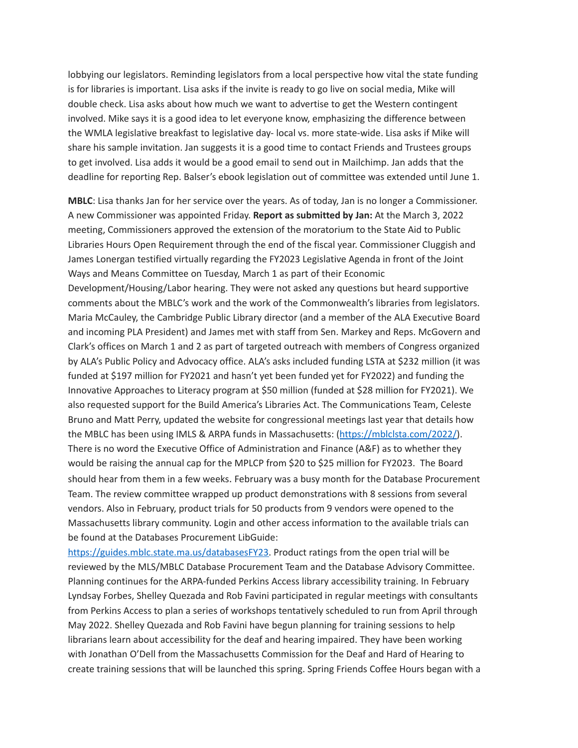lobbying our legislators. Reminding legislators from a local perspective how vital the state funding is for libraries is important. Lisa asks if the invite is ready to go live on social media, Mike will double check. Lisa asks about how much we want to advertise to get the Western contingent involved. Mike says it is a good idea to let everyone know, emphasizing the difference between the WMLA legislative breakfast to legislative day- local vs. more state-wide. Lisa asks if Mike will share his sample invitation. Jan suggests it is a good time to contact Friends and Trustees groups to get involved. Lisa adds it would be a good email to send out in Mailchimp. Jan adds that the deadline for reporting Rep. Balser's ebook legislation out of committee was extended until June 1.

**MBLC**: Lisa thanks Jan for her service over the years. As of today, Jan is no longer a Commissioner. A new Commissioner was appointed Friday. **Report as submitted by Jan:** At the March 3, 2022 meeting, Commissioners approved the extension of the moratorium to the State Aid to Public Libraries Hours Open Requirement through the end of the fiscal year. Commissioner Cluggish and James Lonergan testified virtually regarding the FY2023 Legislative Agenda in front of the Joint Ways and Means Committee on Tuesday, March 1 as part of their Economic Development/Housing/Labor hearing. They were not asked any questions but heard supportive comments about the MBLC's work and the work of the Commonwealth's libraries from legislators. Maria McCauley, the Cambridge Public Library director (and a member of the ALA Executive Board and incoming PLA President) and James met with staff from Sen. Markey and Reps. McGovern and Clark's offices on March 1 and 2 as part of targeted outreach with members of Congress organized by ALA's Public Policy and Advocacy office. ALA's asks included funding LSTA at $232 million (it was funded at $197 million for FY2021 and hasn't yet been funded yet for FY2022) and funding the Innovative Approaches to Literacy program at $50 million (funded at $28 million for FY2021). We also requested support for the Build America's Libraries Act. The Communications Team, Celeste Bruno and Matt Perry, updated the website for congressional meetings last year that details how the MBLC has been using IMLS & ARPA funds in Massachusetts: (https://mblclsta.com/2022/). There is no word the Executive Office of Administration and Finance (A&F) as to whether they would be raising the annual cap for the MPLCP from $20 to $25 million for FY2023. The Board should hear from them in a few weeks. February was a busy month for the Database Procurement Team. The review committee wrapped up product demonstrations with 8 sessions from several vendors. Also in February, product trials for 50 products from 9 vendors were opened to the Massachusetts library community. Login and other access information to the available trials can be found at the Databases Procurement LibGuide: https://guides.mblc.state.ma.us/databasesFY23. Product ratings from the open trial will be reviewed by the MLS/MBLC Database Procurement Team and the Database Advisory Committee. Planning continues for the ARPA-funded Perkins Access library accessibility training. In February Lyndsay Forbes, Shelley Quezada and Rob Favini participated in regular meetings with consultants from Perkins Access to plan a series of workshops tentatively scheduled to run from April through May 2022. Shelley Quezada and Rob Favini have begun planning for training sessions to help librarians learn about accessibility for the deaf and hearing impaired. They have been working with Jonathan O'Dell from the Massachusetts Commission for the Deaf and Hard of Hearing to create training sessions that will be launched this spring. Spring Friends Coffee Hours began with a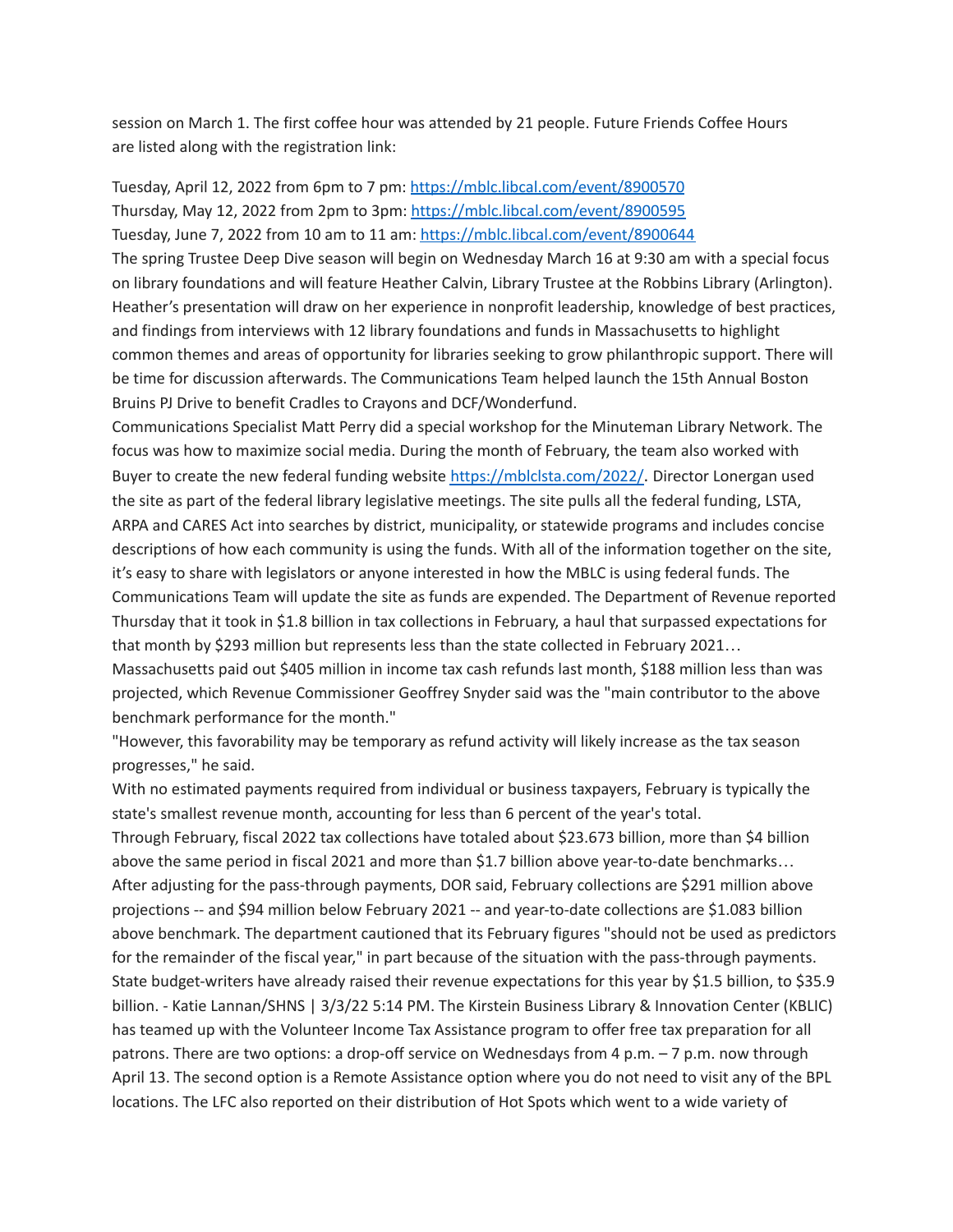session on March 1. The first coffee hour was attended by 21 people. Future Friends Coffee Hours are listed along with the registration link:

Tuesday, April 12, 2022 from 6pm to 7 pm: https://mblc.libcal.com/event/8900570
Thursday, May 12, 2022 from 2pm to 3pm: https://mblc.libcal.com/event/8900595
Tuesday, June 7, 2022 from 10 am to 11 am: https://mblc.libcal.com/event/8900644

The spring Trustee Deep Dive season will begin on Wednesday March 16 at 9:30 am with a special focus on library foundations and will feature Heather Calvin, Library Trustee at the Robbins Library (Arlington). Heather's presentation will draw on her experience in nonprofit leadership, knowledge of best practices, and findings from interviews with 12 library foundations and funds in Massachusetts to highlight common themes and areas of opportunity for libraries seeking to grow philanthropic support. There will be time for discussion afterwards. The Communications Team helped launch the 15th Annual Boston Bruins PJ Drive to benefit Cradles to Crayons and DCF/Wonderfund.

Communications Specialist Matt Perry did a special workshop for the Minuteman Library Network. The focus was how to maximize social media. During the month of February, the team also worked with Buyer to create the new federal funding website https://mblclsta.com/2022/. Director Lonergan used the site as part of the federal library legislative meetings. The site pulls all the federal funding, LSTA, ARPA and CARES Act into searches by district, municipality, or statewide programs and includes concise descriptions of how each community is using the funds. With all of the information together on the site, it's easy to share with legislators or anyone interested in how the MBLC is using federal funds. The Communications Team will update the site as funds are expended. The Department of Revenue reported Thursday that it took in $1.8 billion in tax collections in February, a haul that surpassed expectations for that month by $293 million but represents less than the state collected in February 2021…

Massachusetts paid out $405 million in income tax cash refunds last month, $188 million less than was projected, which Revenue Commissioner Geoffrey Snyder said was the "main contributor to the above benchmark performance for the month."

"However, this favorability may be temporary as refund activity will likely increase as the tax season progresses," he said.

With no estimated payments required from individual or business taxpayers, February is typically the state's smallest revenue month, accounting for less than 6 percent of the year's total.

Through February, fiscal 2022 tax collections have totaled about $23.673 billion, more than $4 billion above the same period in fiscal 2021 and more than $1.7 billion above year-to-date benchmarks…

After adjusting for the pass-through payments, DOR said, February collections are $291 million above projections -- and $94 million below February 2021 -- and year-to-date collections are $1.083 billion above benchmark. The department cautioned that its February figures "should not be used as predictors for the remainder of the fiscal year," in part because of the situation with the pass-through payments.

State budget-writers have already raised their revenue expectations for this year by $1.5 billion, to $35.9 billion. - Katie Lannan/SHNS | 3/3/22 5:14 PM. The Kirstein Business Library & Innovation Center (KBLIC) has teamed up with the Volunteer Income Tax Assistance program to offer free tax preparation for all patrons. There are two options: a drop-off service on Wednesdays from 4 p.m. – 7 p.m. now through April 13. The second option is a Remote Assistance option where you do not need to visit any of the BPL locations. The LFC also reported on their distribution of Hot Spots which went to a wide variety of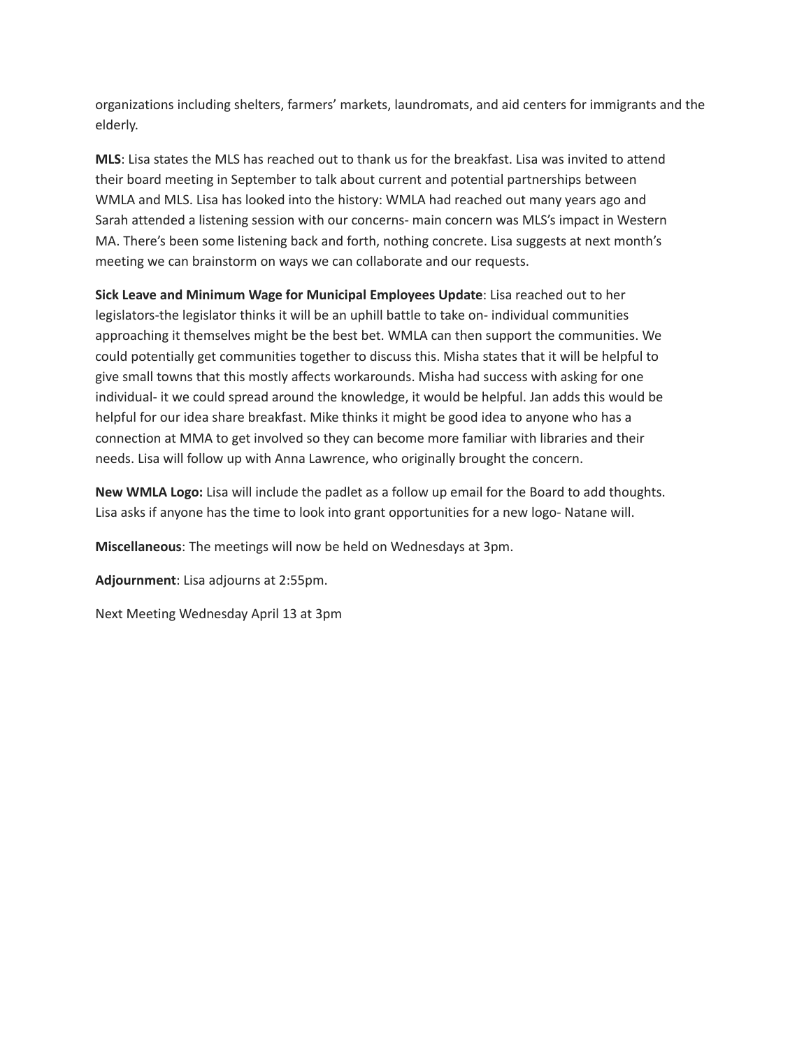organizations including shelters, farmers' markets, laundromats, and aid centers for immigrants and the elderly.

**MLS**: Lisa states the MLS has reached out to thank us for the breakfast. Lisa was invited to attend their board meeting in September to talk about current and potential partnerships between WMLA and MLS. Lisa has looked into the history: WMLA had reached out many years ago and Sarah attended a listening session with our concerns- main concern was MLS's impact in Western MA. There's been some listening back and forth, nothing concrete. Lisa suggests at next month's meeting we can brainstorm on ways we can collaborate and our requests.

**Sick Leave and Minimum Wage for Municipal Employees Update**: Lisa reached out to her legislators-the legislator thinks it will be an uphill battle to take on- individual communities approaching it themselves might be the best bet. WMLA can then support the communities. We could potentially get communities together to discuss this. Misha states that it will be helpful to give small towns that this mostly affects workarounds. Misha had success with asking for one individual- it we could spread around the knowledge, it would be helpful. Jan adds this would be helpful for our idea share breakfast. Mike thinks it might be good idea to anyone who has a connection at MMA to get involved so they can become more familiar with libraries and their needs. Lisa will follow up with Anna Lawrence, who originally brought the concern.

**New WMLA Logo:** Lisa will include the padlet as a follow up email for the Board to add thoughts. Lisa asks if anyone has the time to look into grant opportunities for a new logo- Natane will.

**Miscellaneous**: The meetings will now be held on Wednesdays at 3pm.

**Adjournment**: Lisa adjourns at 2:55pm.

Next Meeting Wednesday April 13 at 3pm